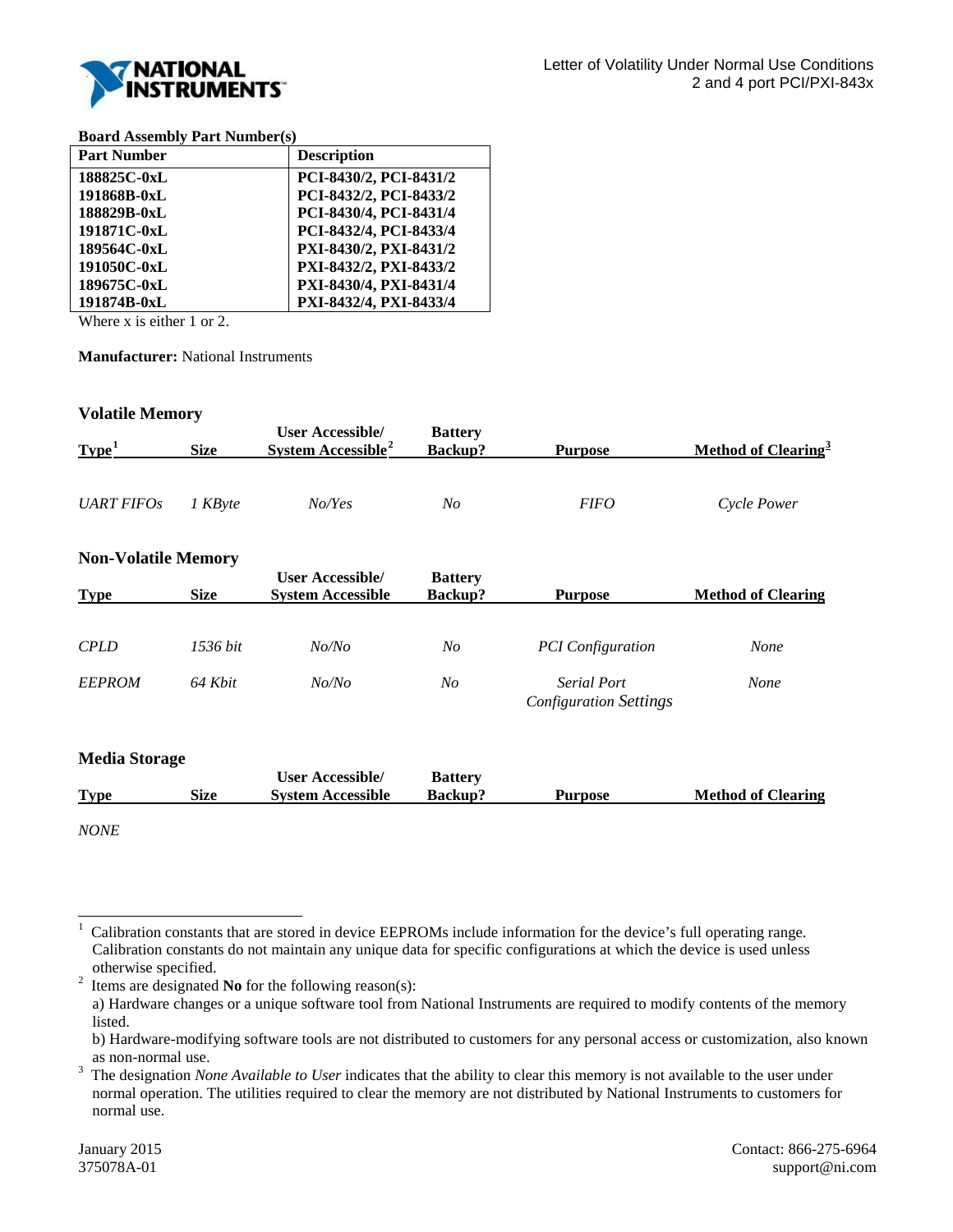Letter of Volatility Under Normal Use Conditions
2 and 4 port PCI/PXI-843x

**Board Assembly Part Number(s)**

| Part Number | Description |
|---|---|
| 188825C-0xL | PCI-8430/2, PCI-8431/2 |
| 191868B-0xL | PCI-8432/2, PCI-8433/2 |
| 188829B-0xL | PCI-8430/4, PCI-8431/4 |
| 191871C-0xL | PCI-8432/4, PCI-8433/4 |
| 189564C-0xL | PXI-8430/2, PXI-8431/2 |
| 191050C-0xL | PXI-8432/2, PXI-8433/2 |
| 189675C-0xL | PXI-8430/4, PXI-8431/4 |
| 191874B-0xL | PXI-8432/4, PXI-8433/4 |

Where x is either 1 or 2.

**Manufacturer:** National Instruments

## Volatile Memory

| Type[1] | Size | User Accessible/ System Accessible[2] | Battery Backup? | Purpose | Method of Clearing[3] |
|---|---|---|---|---|---|
| *UART FIFOs* | *1 KByte* | *No/Yes* | *No* | *FIFO* | *Cycle Power* |

## Non-Volatile Memory

| Type | Size | User Accessible/ System Accessible | Battery Backup? | Purpose | Method of Clearing |
|---|---|---|---|---|---|
| *CPLD* | *1536 bit* | *No/No* | *No* | *PCI Configuration* | *None* |
| *EEPROM* | *64 Kbit* | *No/No* | *No* | *Serial Port Configuration Settings* | *None* |

## Media Storage

| Type | Size | User Accessible/ System Accessible | Battery Backup? | Purpose | Method of Clearing |
|---|---|---|---|---|---|

*NONE*

---

[1] Calibration constants that are stored in device EEPROMs include information for the device's full operating range. Calibration constants do not maintain any unique data for specific configurations at which the device is used unless otherwise specified.

[2] Items are designated **No** for the following reason(s):
a) Hardware changes or a unique software tool from National Instruments are required to modify contents of the memory listed.
b) Hardware-modifying software tools are not distributed to customers for any personal access or customization, also known as non-normal use.

[3] The designation *None Available to User* indicates that the ability to clear this memory is not available to the user under normal operation. The utilities required to clear the memory are not distributed by National Instruments to customers for normal use.

January 2015
375078A-01

Contact: 866-275-6964
support@ni.com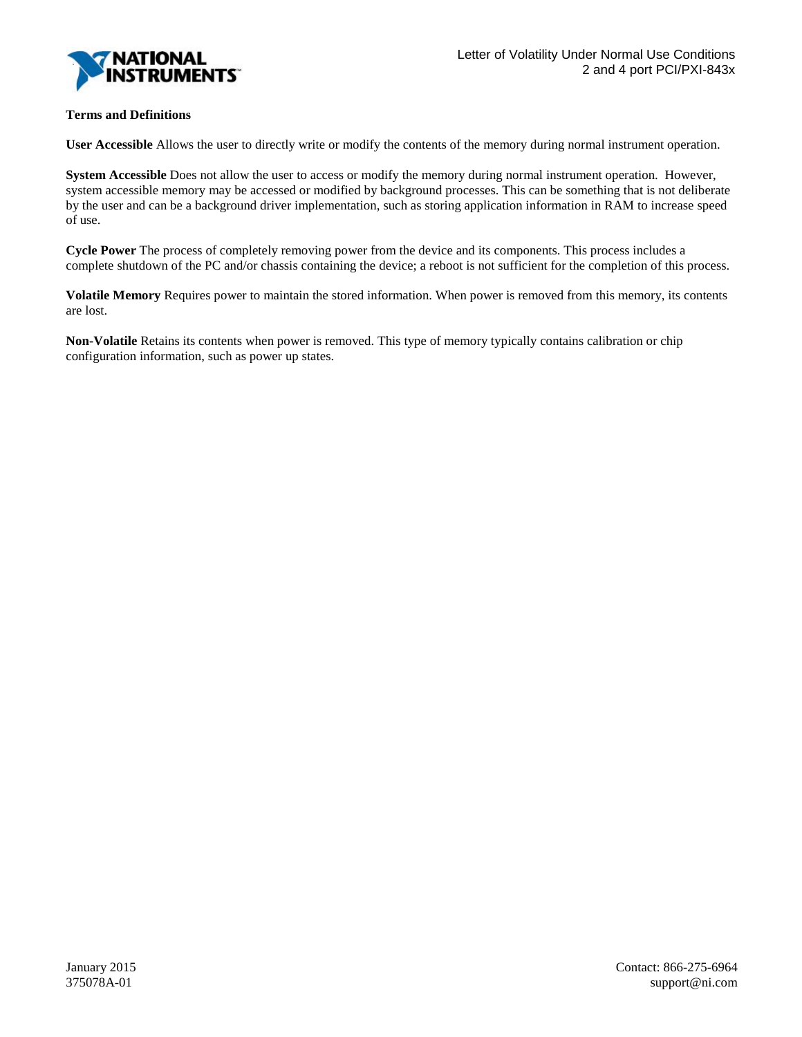**Terms and Definitions**

**User Accessible** Allows the user to directly write or modify the contents of the memory during normal instrument operation.

**System Accessible** Does not allow the user to access or modify the memory during normal instrument operation. However, system accessible memory may be accessed or modified by background processes. This can be something that is not deliberate by the user and can be a background driver implementation, such as storing application information in RAM to increase speed of use.

**Cycle Power** The process of completely removing power from the device and its components. This process includes a complete shutdown of the PC and/or chassis containing the device; a reboot is not sufficient for the completion of this process.

**Volatile Memory** Requires power to maintain the stored information. When power is removed from this memory, its contents are lost.

**Non-Volatile** Retains its contents when power is removed. This type of memory typically contains calibration or chip configuration information, such as power up states.